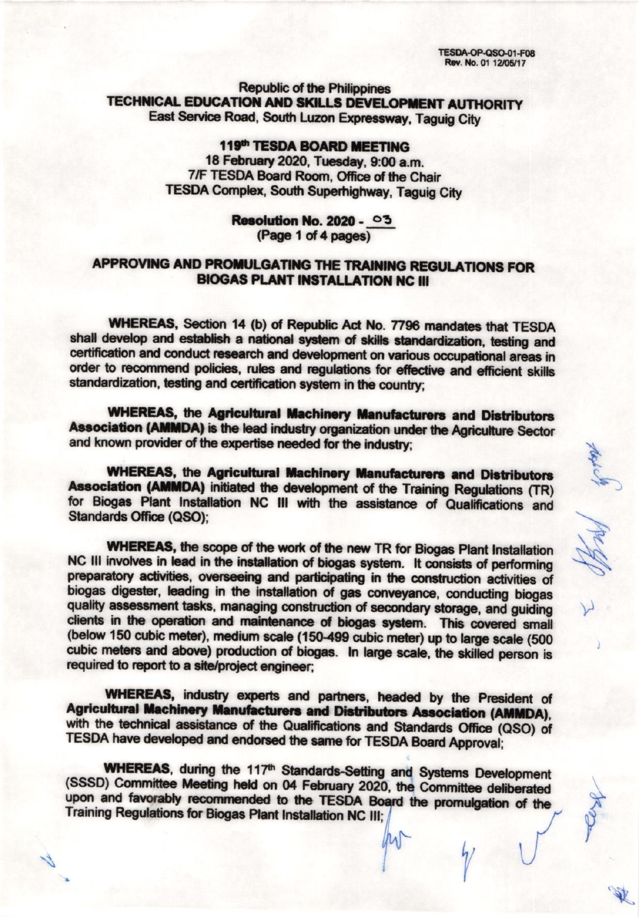TESDA-OP-QSO-01-F08
Rev. No. 01 12/05/17

Republic of the Philippines
**TECHNICAL EDUCATION AND SKILLS DEVELOPMENT AUTHORITY**
East Service Road, South Luzon Expressway, Taguig City

**119th TESDA BOARD MEETING**
18 February 2020, Tuesday, 9:00 a.m.
7/F TESDA Board Room, Office of the Chair
TESDA Complex, South Superhighway, Taguig City

**Resolution No. 2020 - 03**
(Page 1 of 4 pages)

## APPROVING AND PROMULGATING THE TRAINING REGULATIONS FOR BIOGAS PLANT INSTALLATION NC III

**WHEREAS,** Section 14 (b) of Republic Act No. 7796 mandates that TESDA shall develop and establish a national system of skills standardization, testing and certification and conduct research and development on various occupational areas in order to recommend policies, rules and regulations for effective and efficient skills standardization, testing and certification system in the country;

**WHEREAS,** the **Agricultural Machinery Manufacturers and Distributors Association (AMMDA)** is the lead industry organization under the Agriculture Sector and known provider of the expertise needed for the industry;

**WHEREAS,** the **Agricultural Machinery Manufacturers and Distributors Association (AMMDA)** initiated the development of the Training Regulations (TR) for Biogas Plant Installation NC III with the assistance of Qualifications and Standards Office (QSO);

**WHEREAS,** the scope of the work of the new TR for Biogas Plant Installation NC III involves in lead in the installation of biogas system. It consists of performing preparatory activities, overseeing and participating in the construction activities of biogas digester, leading in the installation of gas conveyance, conducting biogas quality assessment tasks, managing construction of secondary storage, and guiding clients in the operation and maintenance of biogas system. This covered small (below 150 cubic meter), medium scale (150-499 cubic meter) up to large scale (500 cubic meters and above) production of biogas. In large scale, the skilled person is required to report to a site/project engineer;

**WHEREAS,** industry experts and partners, headed by the President of **Agricultural Machinery Manufacturers and Distributors Association (AMMDA)**, with the technical assistance of the Qualifications and Standards Office (QSO) of TESDA have developed and endorsed the same for TESDA Board Approval;

**WHEREAS,** during the 117th Standards-Setting and Systems Development (SSSD) Committee Meeting held on 04 February 2020, the Committee deliberated upon and favorably recommended to the TESDA Board the promulgation of the Training Regulations for Biogas Plant Installation NC III;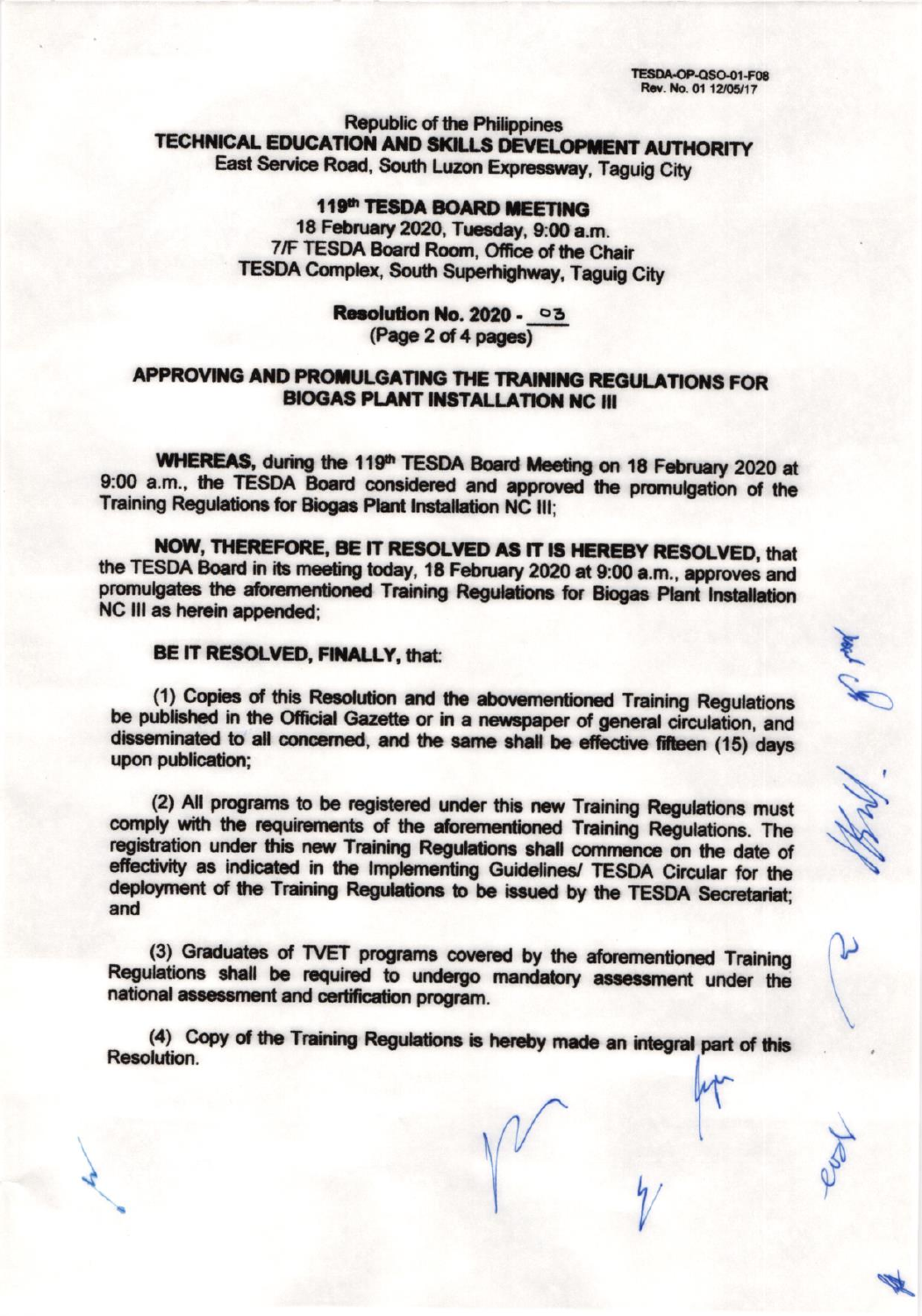TESDA-OP-QSO-01-F08
Rev. No. 01 12/05/17

Republic of the Philippines
**TECHNICAL EDUCATION AND SKILLS DEVELOPMENT AUTHORITY**
East Service Road, South Luzon Expressway, Taguig City

**119th TESDA BOARD MEETING**
18 February 2020, Tuesday, 9:00 a.m.
7/F TESDA Board Room, Office of the Chair
TESDA Complex, South Superhighway, Taguig City

**Resolution No. 2020 - 03**
(Page 2 of 4 pages)

## APPROVING AND PROMULGATING THE TRAINING REGULATIONS FOR BIOGAS PLANT INSTALLATION NC III

**WHEREAS,** during the 119th TESDA Board Meeting on 18 February 2020 at 9:00 a.m., the TESDA Board considered and approved the promulgation of the Training Regulations for Biogas Plant Installation NC III;

**NOW, THEREFORE, BE IT RESOLVED AS IT IS HEREBY RESOLVED,** that the TESDA Board in its meeting today, 18 February 2020 at 9:00 a.m., approves and promulgates the aforementioned Training Regulations for Biogas Plant Installation NC III as herein appended;

**BE IT RESOLVED, FINALLY,** that:

(1) Copies of this Resolution and the abovementioned Training Regulations be published in the Official Gazette or in a newspaper of general circulation, and disseminated to all concerned, and the same shall be effective fifteen (15) days upon publication;

(2) All programs to be registered under this new Training Regulations must comply with the requirements of the aforementioned Training Regulations. The registration under this new Training Regulations shall commence on the date of effectivity as indicated in the Implementing Guidelines/ TESDA Circular for the deployment of the Training Regulations to be issued by the TESDA Secretariat; and

(3) Graduates of TVET programs covered by the aforementioned Training Regulations shall be required to undergo mandatory assessment under the national assessment and certification program.

(4) Copy of the Training Regulations is hereby made an integral part of this Resolution.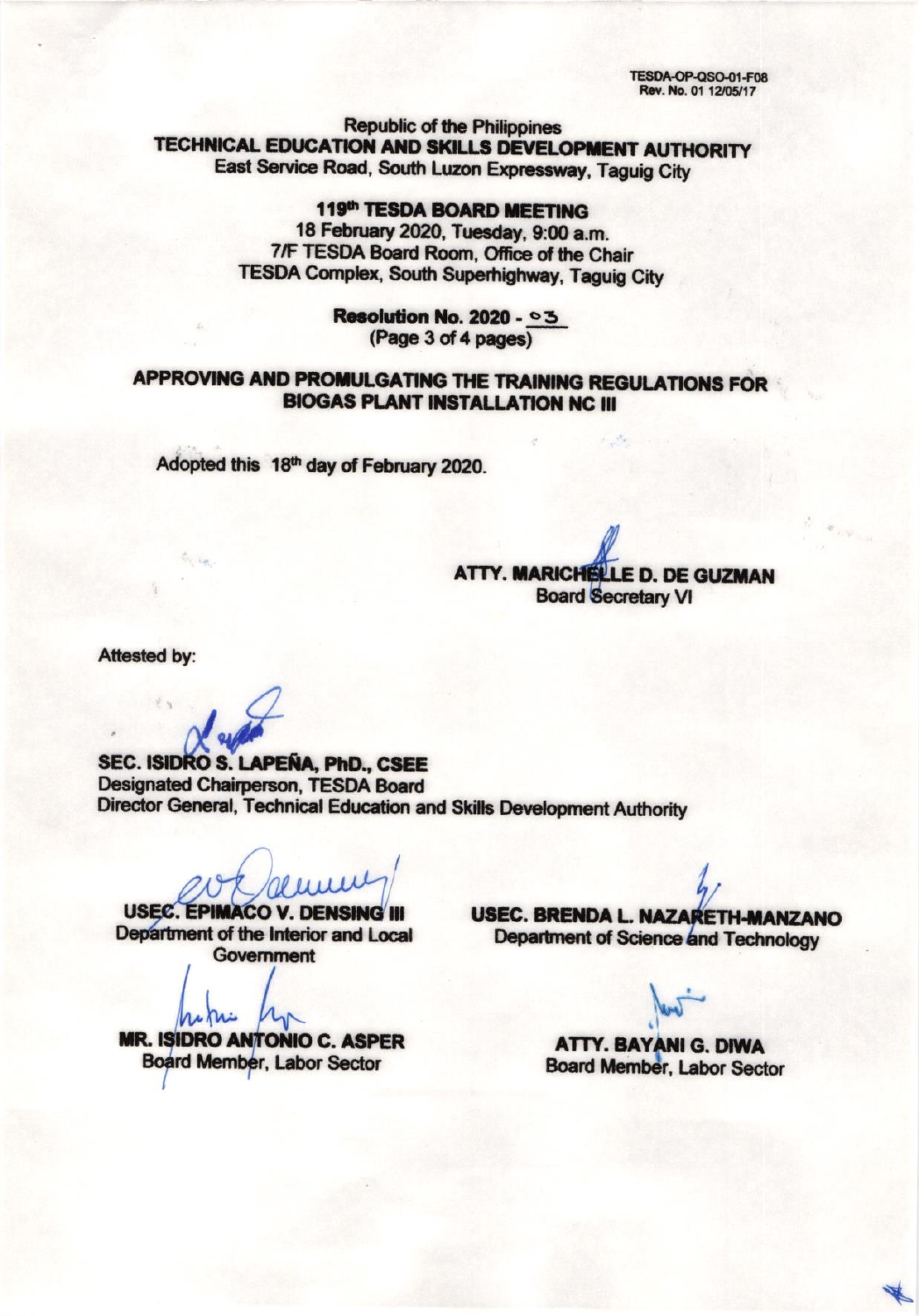TESDA-OP-QSO-01-F08
Rev. No. 01 12/05/17

Republic of the Philippines
**TECHNICAL EDUCATION AND SKILLS DEVELOPMENT AUTHORITY**
East Service Road, South Luzon Expressway, Taguig City

**119th TESDA BOARD MEETING**
18 February 2020, Tuesday, 9:00 a.m.
7/F TESDA Board Room, Office of the Chair
TESDA Complex, South Superhighway, Taguig City

**Resolution No. 2020 - 03**
(Page 3 of 4 pages)

**APPROVING AND PROMULGATING THE TRAINING REGULATIONS FOR BIOGAS PLANT INSTALLATION NC III**

Adopted this 18th day of February 2020.

**ATTY. MARICHELLE D. DE GUZMAN**
Board Secretary VI

Attested by:

**SEC. ISIDRO S. LAPEÑA, PhD., CSEE**
Designated Chairperson, TESDA Board
Director General, Technical Education and Skills Development Authority

**USEC. EPIMACO V. DENSING III**
Department of the Interior and Local Government

**USEC. BRENDA L. NAZARETH-MANZANO**
Department of Science and Technology

**MR. ISIDRO ANTONIO C. ASPER**
Board Member, Labor Sector

**ATTY. BAYANI G. DIWA**
Board Member, Labor Sector